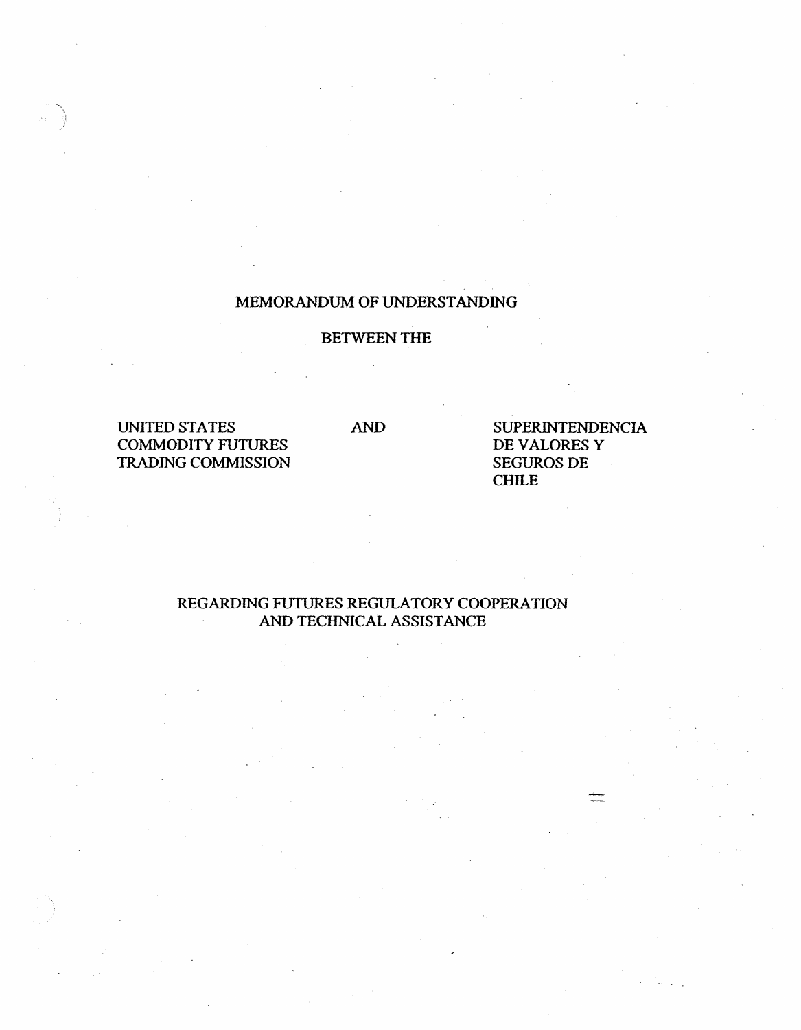# MEMORANDUM OF UNDERSTANDING

## BETWEEN THE

UNITED STATES COMMODITY FUTURES TRADING COMMISSION

AND

SUPERINTENDENCIA DE VALORES Y SEGUROS DE CHILE

## REGARDING FUTURES REGULATORY COOPERATION AND TECHNICAL ASSISTANCE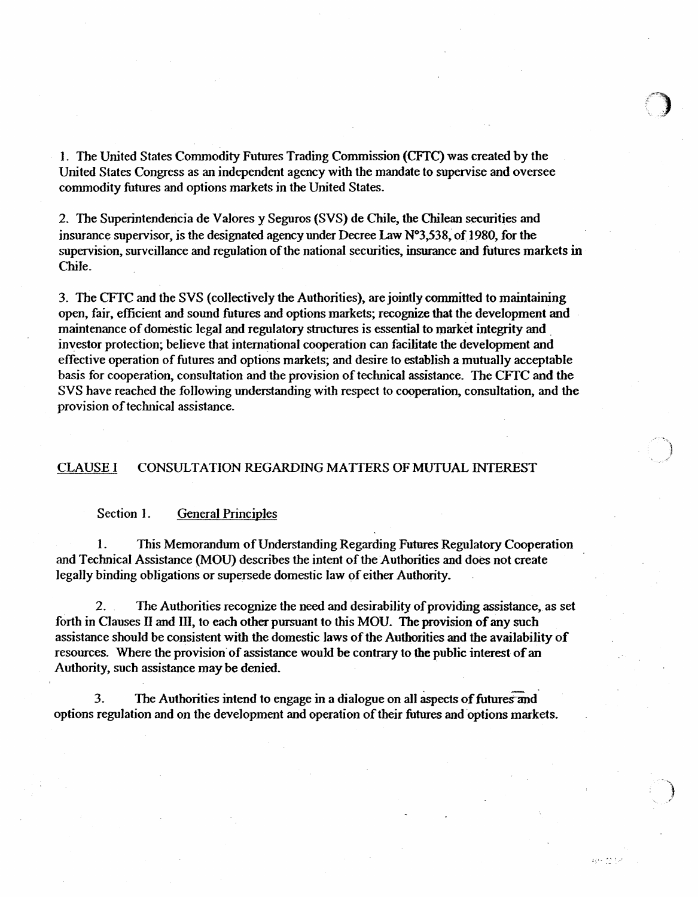1. The United States Commodity Futures Trading Commission (CFTC) was created by the United States Congress as an independent agency with the mandate to supervise and oversee commodity futures and options markets in the United States.

2. The Superintendencia de Valores y Seguros (SVS) de Chile, the Chilean securities and insurance supervisor, is the designated agency under Decree Law N°3,538, of 1980, for the supervision, surveillance and regulation of the national securities, insurance and futures markets in Chile.

3. The CFTC and the SVS (collectively the Authorities), are jointly committed to maintaining open, fair, efficient and sound futures and options markets; recognize that the development and maintenance of domestic legal and regulatory structures is essential to market integrity and investor protection; believe that international cooperation can facilitate the development and effective operation of futures and options markets; and desire to establish a mutually acceptable basis for cooperation, consultation and the provision of technical assistance. The CFTC and the SVS have reached the following understanding with respect to cooperation, consultation, and the provision of technical assistance.

## CLAUSE I CONSULTATION REGARDING MATTERS OF MUTUAL INTEREST

### Section 1. General Principles

1. This Memorandum of Understanding Regarding Futures Regulatory Cooperation and Technical Assistance (MOU) describes the intent of the Authorities and does not create legally binding obligations or supersede domestic law of either Authority.

2. The Authorities recognize the need and desirability of providing assistance, as set forth in Clauses II and III, to each other pursuant to this MOU. The provision of any such assistance should be consistent with the domestic laws of the Authorities and the availability of resources. Where the provision of assistance would be contrary to the public interest of an Authority, such assistance may be denied.

3. The Authorities intend to engage in a dialogue on all aspects of futures and options regulation and on the development and operation of their futures and options markets.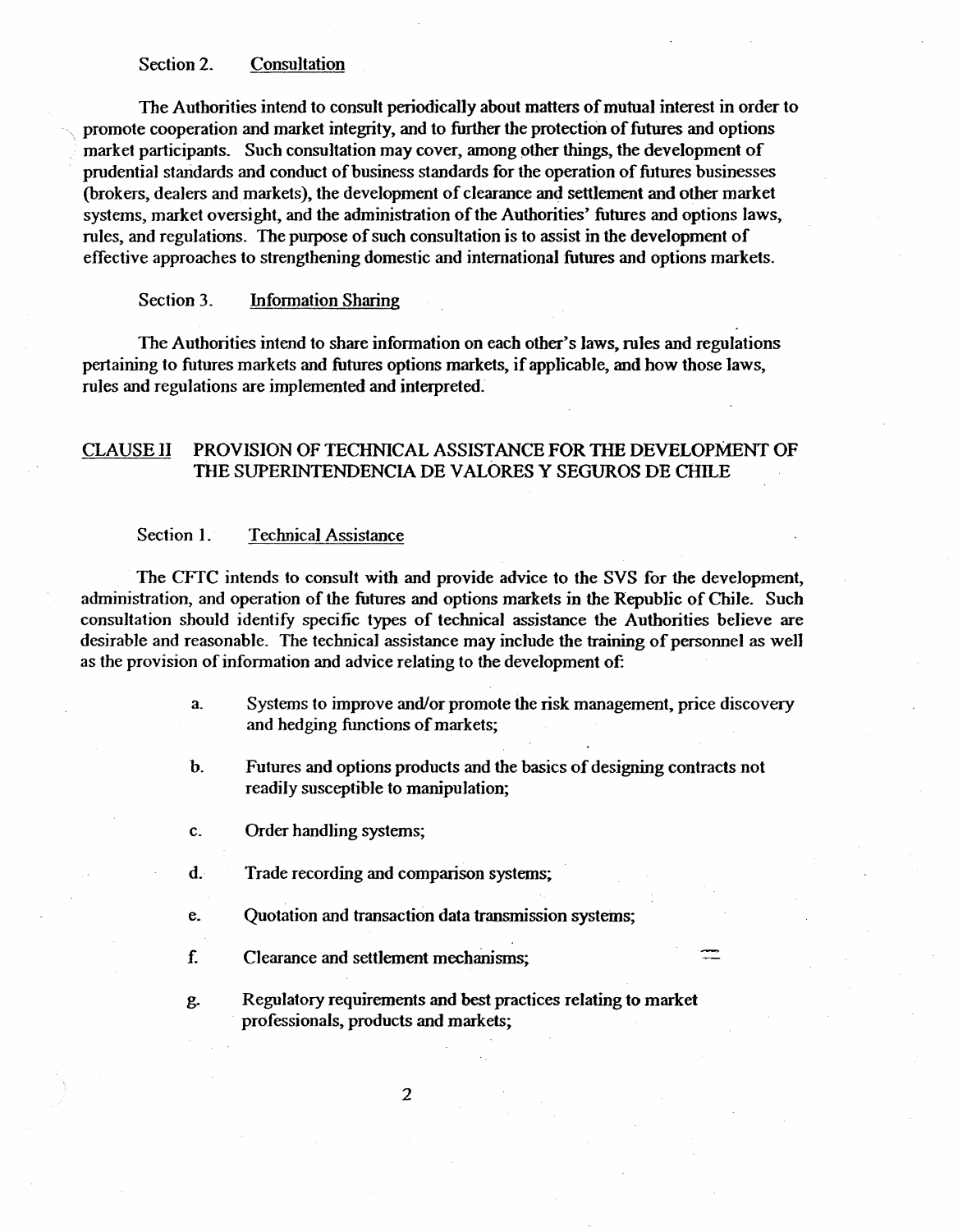### Section 2. Consultation

The Authorities intend to consult periodically about matters of mutual interest in order to promote cooperation and market integrity, and to further the protection of futures and options market participants. Such consultation may cover, among other things, the development of prudential standards and conduct of business standards for the operation of futures businesses (brokers, dealers and markets), the development of clearance and settlement and other market systems, market oversight, and the administration of the Authorities' futures and options laws, rules, and regulations. The purpose of such consultation is to assist in the development of effective approaches to strengthening domestic and international futures and options markets.

### Section 3. Information Sharing

The Authorities intend to share information on each other's laws, rules and regulations pertaining to futures markets and futures options markets, if applicable, and how those laws, rules and regulations are implemented and interpreted.

## CLAUSE II PROVISION OF TECHNICAL ASSISTANCE FOR THE DEVELOPMENT OF THE SUPERINTENDENCIA DE VALORES Y SEGUROS DE CHILE

### Section 1. Technical Assistance

The CFTC intends to consult with and provide advice to the SVS for the development, administration, and operation of the futures and options markets in the Republic of Chile. Such consultation should identify specific types of technical assistance the Authorities believe are desirable and reasonable. The technical assistance may include the training of personnel as well as the provision of information and advice relating to the development of:

a. Systems to improve and/or promote the risk management, price discovery and hedging functions of markets;

b. Futures and options products and the basics of designing contracts not readily susceptible to manipulation;

c. Order handling systems;

d. Trade recording and comparison systems;

e. Quotation and transaction data transmission systems;

f. Clearance and settlement mechanisms;

g. Regulatory requirements and best practices relating to market professionals, products and markets;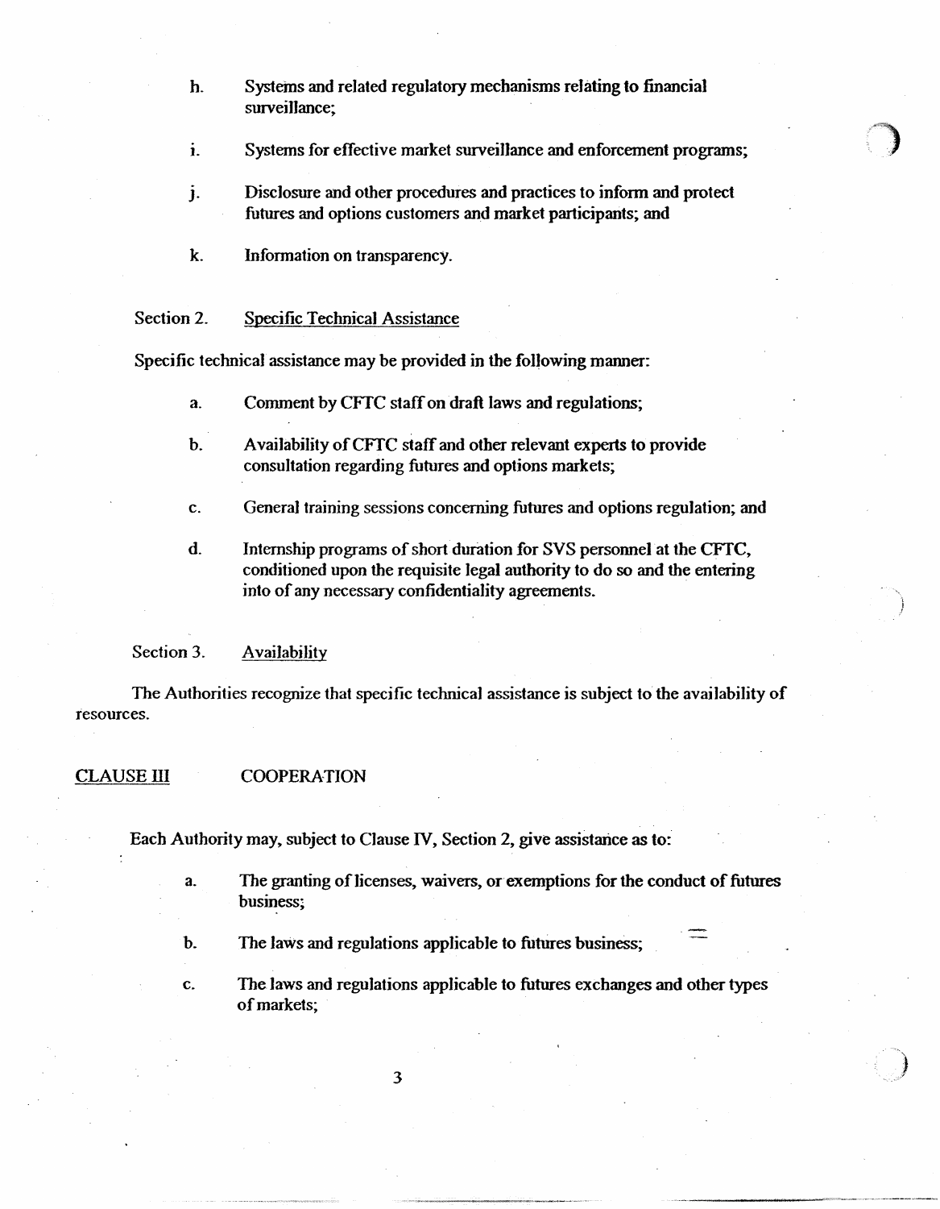h. Systems and related regulatory mechanisms relating to financial surveillance;

i. Systems for effective market surveillance and enforcement programs;

j. Disclosure and other procedures and practices to inform and protect futures and options customers and market participants; and

k. Information on transparency.

Section 2. Specific Technical Assistance

Specific technical assistance may be provided in the following manner:

a. Comment by CFTC staff on draft laws and regulations;

b. Availability of CFTC staff and other relevant experts to provide consultation regarding futures and options markets;

c. General training sessions concerning futures and options regulation; and

d. Internship programs of short duration for SVS personnel at the CFTC, conditioned upon the requisite legal authority to do so and the entering into of any necessary confidentiality agreements.

Section 3. Availability

The Authorities recognize that specific technical assistance is subject to the availability of resources.

## CLAUSE III COOPERATION

Each Authority may, subject to Clause IV, Section 2, give assistance as to:

a. The granting of licenses, waivers, or exemptions for the conduct of futures business;

b. The laws and regulations applicable to futures business;

c. The laws and regulations applicable to futures exchanges and other types of markets;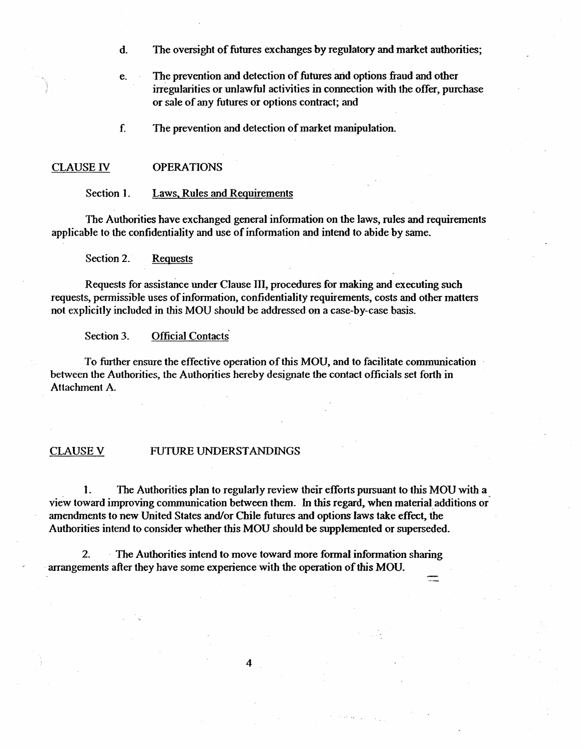d. The oversight of futures exchanges by regulatory and market authorities;

e. The prevention and detection of futures and options fraud and other irregularities or unlawful activities in connection with the offer, purchase or sale of any futures or options contract; and

f. The prevention and detection of market manipulation.

## CLAUSE IV OPERATIONS

### Section 1. Laws, Rules and Requirements

The Authorities have exchanged general information on the laws, rules and requirements applicable to the confidentiality and use of information and intend to abide by same.

### Section 2. Requests

Requests for assistance under Clause III, procedures for making and executing such requests, permissible uses of information, confidentiality requirements, costs and other matters not explicitly included in this MOU should be addressed on a case-by-case basis.

### Section 3. Official Contacts

To further ensure the effective operation of this MOU, and to facilitate communication between the Authorities, the Authorities hereby designate the contact officials set forth in Attachment A.

## CLAUSE V FUTURE UNDERSTANDINGS

1. The Authorities plan to regularly review their efforts pursuant to this MOU with a view toward improving communication between them. In this regard, when material additions or amendments to new United States and/or Chile futures and options laws take effect, the Authorities intend to consider whether this MOU should be supplemented or superseded.

2. The Authorities intend to move toward more formal information sharing arrangements after they have some experience with the operation of this MOU.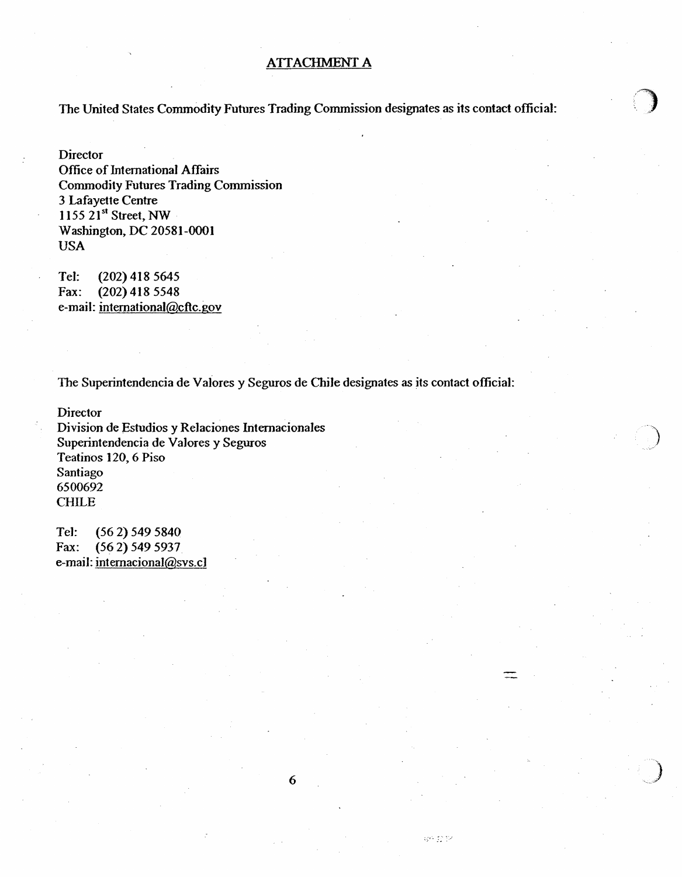## ATTACHMENT A

The United States Commodity Futures Trading Commission designates as its contact official:

Director
Office of International Affairs
Commodity Futures Trading Commission
3 Lafayette Centre
1155 21st Street, NW
Washington, DC 20581-0001
USA

Tel: (202) 418 5645
Fax: (202) 418 5548
e-mail: international@cftc.gov

The Superintendencia de Valores y Seguros de Chile designates as its contact official:

Director
Division de Estudios y Relaciones Internacionales
Superintendencia de Valores y Seguros
Teatinos 120, 6 Piso
Santiago
6500692
CHILE

Tel: (56 2) 549 5840
Fax: (56 2) 549 5937
e-mail: internacional@svs.cl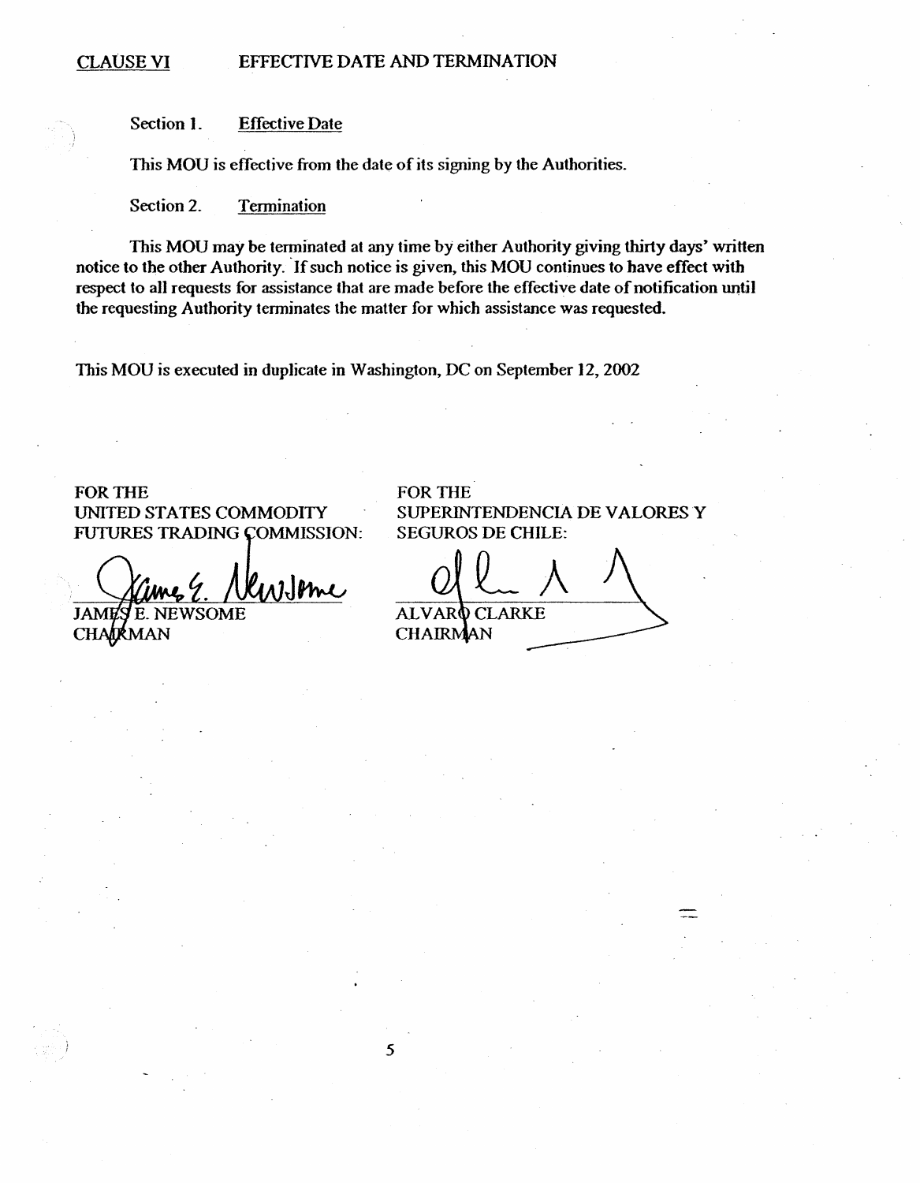## CLAUSE VI EFFECTIVE DATE AND TERMINATION

### Section 1. Effective Date

This MOU is effective from the date of its signing by the Authorities.

### Section 2. Termination

This MOU may be terminated at any time by either Authority giving thirty days' written notice to the other Authority. If such notice is given, this MOU continues to have effect with respect to all requests for assistance that are made before the effective date of notification until the requesting Authority terminates the matter for which assistance was requested.

This MOU is executed in duplicate in Washington, DC on September 12, 2002

| | |
|---|---|
| FOR THE<br>UNITED STATES COMMODITY<br>FUTURES TRADING COMMISSION: | FOR THE<br>SUPERINTENDENCIA DE VALORES Y<br>SEGUROS DE CHILE: |
| JAMES E. NEWSOME<br>CHAIRMAN | ALVARO CLARKE<br>CHAIRMAN |